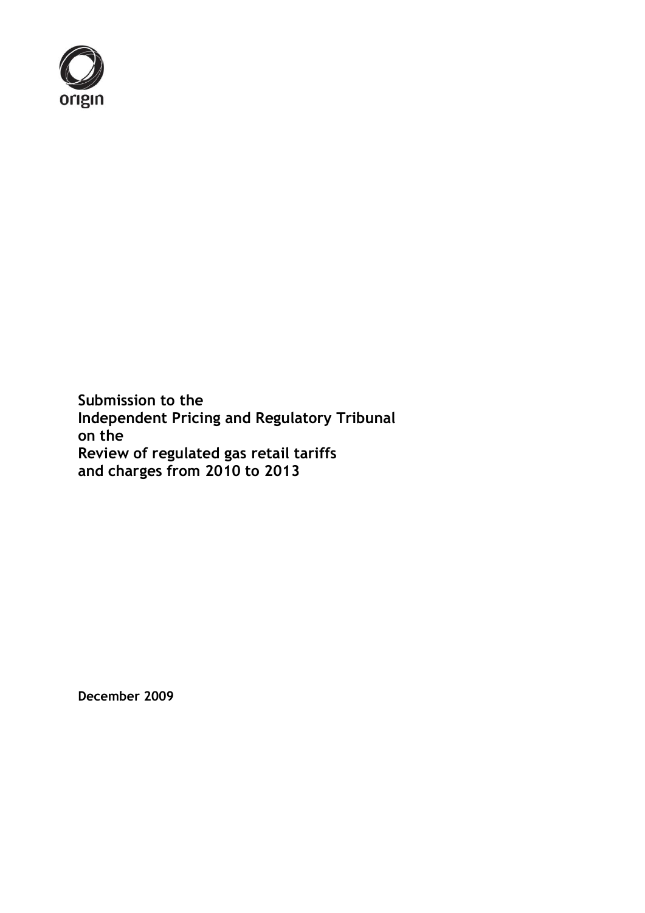origin

**Submission to the**
**Independent Pricing and Regulatory Tribunal**
**on the**
**Review of regulated gas retail tariffs**
**and charges from 2010 to 2013**

**December 2009**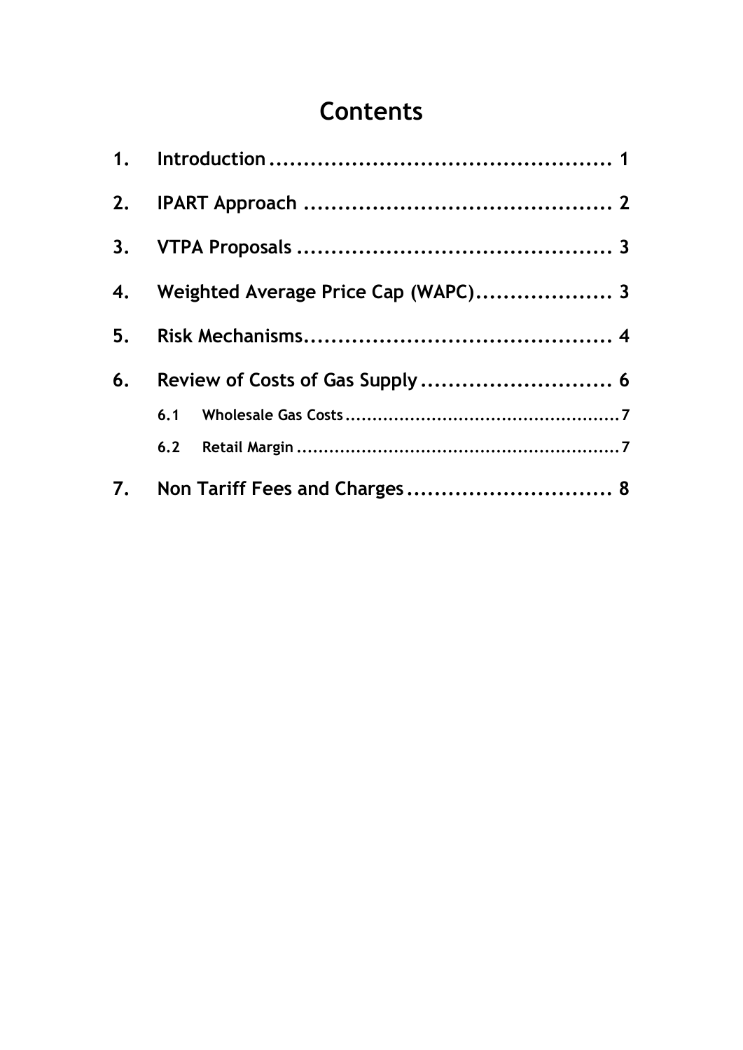# Contents

1. Introduction .................................................. 1
2. IPART Approach .............................................. 2
3. VTPA Proposals ............................................... 3
4. Weighted Average Price Cap (WAPC).................... 3
5. Risk Mechanisms.............................................. 4
6. Review of Costs of Gas Supply ............................. 6
   - 6.1 Wholesale Gas Costs ................................................... 7
   - 6.2 Retail Margin ............................................................ 7
7. Non Tariff Fees and Charges ............................... 8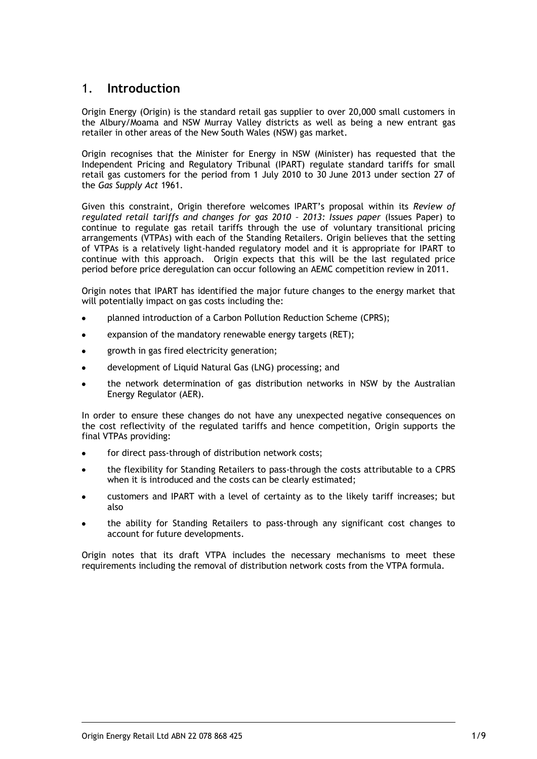## 1. Introduction

Origin Energy (Origin) is the standard retail gas supplier to over 20,000 small customers in the Albury/Moama and NSW Murray Valley districts as well as being a new entrant gas retailer in other areas of the New South Wales (NSW) gas market.

Origin recognises that the Minister for Energy in NSW (Minister) has requested that the Independent Pricing and Regulatory Tribunal (IPART) regulate standard tariffs for small retail gas customers for the period from 1 July 2010 to 30 June 2013 under section 27 of the *Gas Supply Act* 1961.

Given this constraint, Origin therefore welcomes IPART's proposal within its *Review of regulated retail tariffs and changes for gas 2010 – 2013: Issues paper* (Issues Paper) to continue to regulate gas retail tariffs through the use of voluntary transitional pricing arrangements (VTPAs) with each of the Standing Retailers. Origin believes that the setting of VTPAs is a relatively light-handed regulatory model and it is appropriate for IPART to continue with this approach. Origin expects that this will be the last regulated price period before price deregulation can occur following an AEMC competition review in 2011.

Origin notes that IPART has identified the major future changes to the energy market that will potentially impact on gas costs including the:

- planned introduction of a Carbon Pollution Reduction Scheme (CPRS);
- expansion of the mandatory renewable energy targets (RET);
- growth in gas fired electricity generation;
- development of Liquid Natural Gas (LNG) processing; and
- the network determination of gas distribution networks in NSW by the Australian Energy Regulator (AER).

In order to ensure these changes do not have any unexpected negative consequences on the cost reflectivity of the regulated tariffs and hence competition, Origin supports the final VTPAs providing:

- for direct pass-through of distribution network costs;
- the flexibility for Standing Retailers to pass-through the costs attributable to a CPRS when it is introduced and the costs can be clearly estimated;
- customers and IPART with a level of certainty as to the likely tariff increases; but also
- the ability for Standing Retailers to pass-through any significant cost changes to account for future developments.

Origin notes that its draft VTPA includes the necessary mechanisms to meet these requirements including the removal of distribution network costs from the VTPA formula.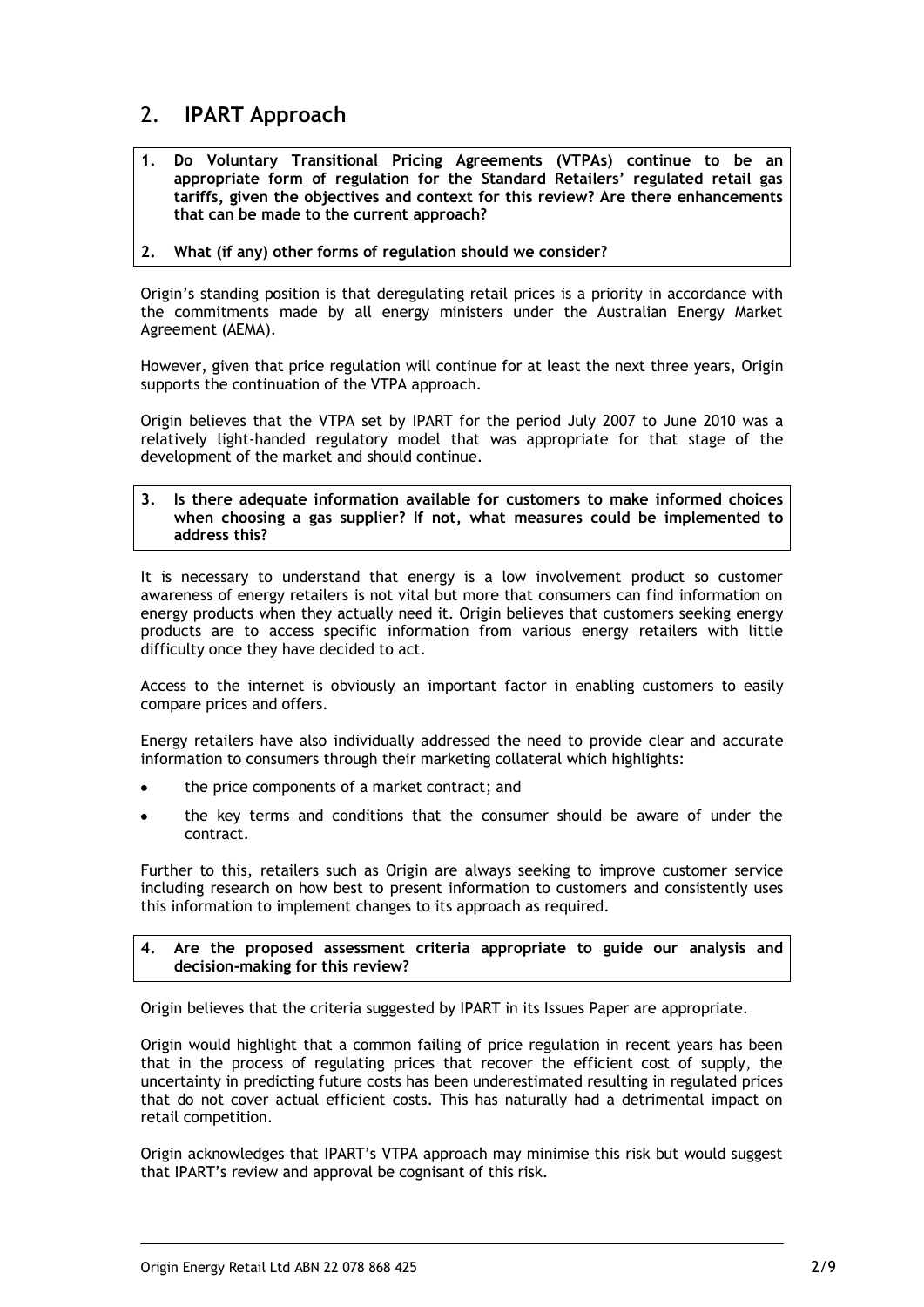## 2. IPART Approach

**1. Do Voluntary Transitional Pricing Agreements (VTPAs) continue to be an appropriate form of regulation for the Standard Retailers' regulated retail gas tariffs, given the objectives and context for this review? Are there enhancements that can be made to the current approach?**

**2. What (if any) other forms of regulation should we consider?**

Origin's standing position is that deregulating retail prices is a priority in accordance with the commitments made by all energy ministers under the Australian Energy Market Agreement (AEMA).

However, given that price regulation will continue for at least the next three years, Origin supports the continuation of the VTPA approach.

Origin believes that the VTPA set by IPART for the period July 2007 to June 2010 was a relatively light-handed regulatory model that was appropriate for that stage of the development of the market and should continue.

**3. Is there adequate information available for customers to make informed choices when choosing a gas supplier? If not, what measures could be implemented to address this?**

It is necessary to understand that energy is a low involvement product so customer awareness of energy retailers is not vital but more that consumers can find information on energy products when they actually need it. Origin believes that customers seeking energy products are to access specific information from various energy retailers with little difficulty once they have decided to act.

Access to the internet is obviously an important factor in enabling customers to easily compare prices and offers.

Energy retailers have also individually addressed the need to provide clear and accurate information to consumers through their marketing collateral which highlights:

- the price components of a market contract; and
- the key terms and conditions that the consumer should be aware of under the contract.

Further to this, retailers such as Origin are always seeking to improve customer service including research on how best to present information to customers and consistently uses this information to implement changes to its approach as required.

**4. Are the proposed assessment criteria appropriate to guide our analysis and decision-making for this review?**

Origin believes that the criteria suggested by IPART in its Issues Paper are appropriate.

Origin would highlight that a common failing of price regulation in recent years has been that in the process of regulating prices that recover the efficient cost of supply, the uncertainty in predicting future costs has been underestimated resulting in regulated prices that do not cover actual efficient costs. This has naturally had a detrimental impact on retail competition.

Origin acknowledges that IPART's VTPA approach may minimise this risk but would suggest that IPART's review and approval be cognisant of this risk.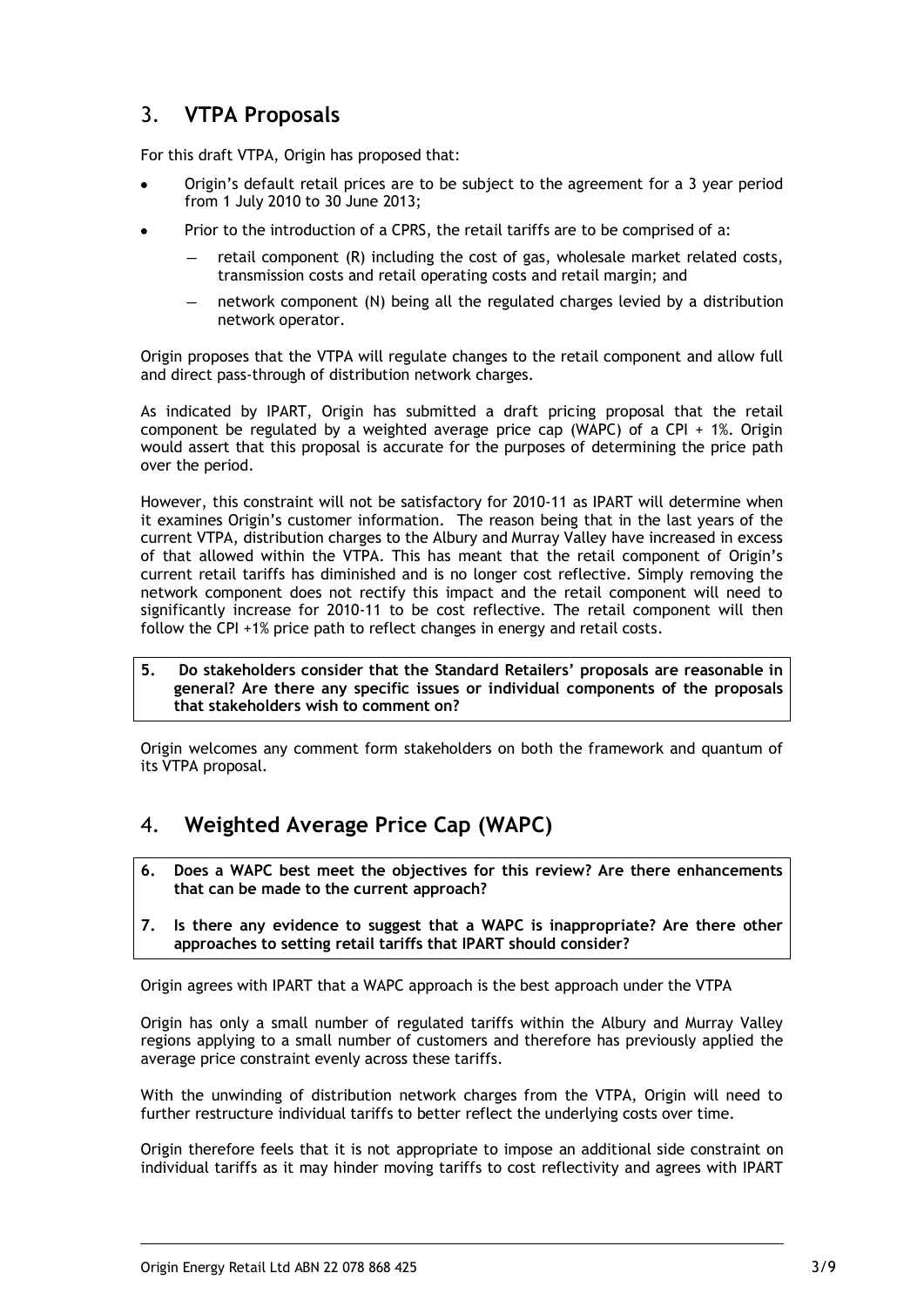## 3. VTPA Proposals

For this draft VTPA, Origin has proposed that:

- Origin's default retail prices are to be subject to the agreement for a 3 year period from 1 July 2010 to 30 June 2013;
- Prior to the introduction of a CPRS, the retail tariffs are to be comprised of a:
  - retail component (R) including the cost of gas, wholesale market related costs, transmission costs and retail operating costs and retail margin; and
  - network component (N) being all the regulated charges levied by a distribution network operator.

Origin proposes that the VTPA will regulate changes to the retail component and allow full and direct pass-through of distribution network charges.

As indicated by IPART, Origin has submitted a draft pricing proposal that the retail component be regulated by a weighted average price cap (WAPC) of a CPI + 1%. Origin would assert that this proposal is accurate for the purposes of determining the price path over the period.

However, this constraint will not be satisfactory for 2010-11 as IPART will determine when it examines Origin's customer information. The reason being that in the last years of the current VTPA, distribution charges to the Albury and Murray Valley have increased in excess of that allowed within the VTPA. This has meant that the retail component of Origin's current retail tariffs has diminished and is no longer cost reflective. Simply removing the network component does not rectify this impact and the retail component will need to significantly increase for 2010-11 to be cost reflective. The retail component will then follow the CPI +1% price path to reflect changes in energy and retail costs.

**5. Do stakeholders consider that the Standard Retailers' proposals are reasonable in general? Are there any specific issues or individual components of the proposals that stakeholders wish to comment on?**

Origin welcomes any comment form stakeholders on both the framework and quantum of its VTPA proposal.

## 4. Weighted Average Price Cap (WAPC)

**6. Does a WAPC best meet the objectives for this review? Are there enhancements that can be made to the current approach?**

**7. Is there any evidence to suggest that a WAPC is inappropriate? Are there other approaches to setting retail tariffs that IPART should consider?**

Origin agrees with IPART that a WAPC approach is the best approach under the VTPA

Origin has only a small number of regulated tariffs within the Albury and Murray Valley regions applying to a small number of customers and therefore has previously applied the average price constraint evenly across these tariffs.

With the unwinding of distribution network charges from the VTPA, Origin will need to further restructure individual tariffs to better reflect the underlying costs over time.

Origin therefore feels that it is not appropriate to impose an additional side constraint on individual tariffs as it may hinder moving tariffs to cost reflectivity and agrees with IPART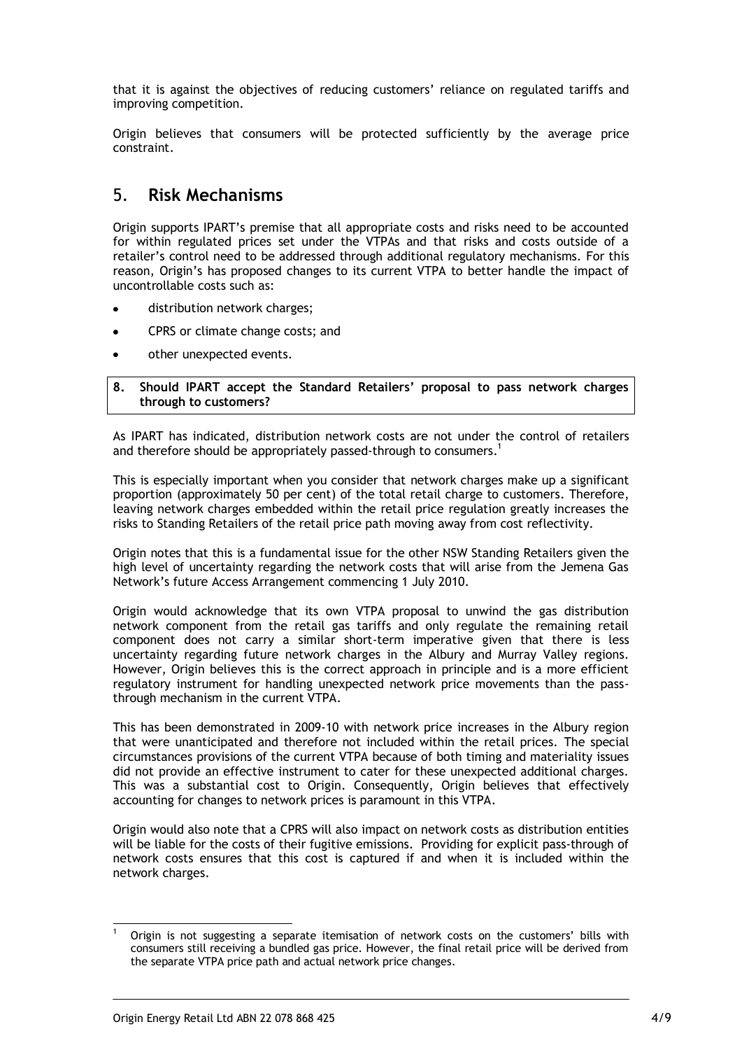that it is against the objectives of reducing customers' reliance on regulated tariffs and improving competition.

Origin believes that consumers will be protected sufficiently by the average price constraint.

## 5. Risk Mechanisms

Origin supports IPART's premise that all appropriate costs and risks need to be accounted for within regulated prices set under the VTPAs and that risks and costs outside of a retailer's control need to be addressed through additional regulatory mechanisms. For this reason, Origin's has proposed changes to its current VTPA to better handle the impact of uncontrollable costs such as:

- distribution network charges;
- CPRS or climate change costs; and
- other unexpected events.

**8. Should IPART accept the Standard Retailers' proposal to pass network charges through to customers?**

As IPART has indicated, distribution network costs are not under the control of retailers and therefore should be appropriately passed-through to consumers.[1]

This is especially important when you consider that network charges make up a significant proportion (approximately 50 per cent) of the total retail charge to customers. Therefore, leaving network charges embedded within the retail price regulation greatly increases the risks to Standing Retailers of the retail price path moving away from cost reflectivity.

Origin notes that this is a fundamental issue for the other NSW Standing Retailers given the high level of uncertainty regarding the network costs that will arise from the Jemena Gas Network's future Access Arrangement commencing 1 July 2010.

Origin would acknowledge that its own VTPA proposal to unwind the gas distribution network component from the retail gas tariffs and only regulate the remaining retail component does not carry a similar short-term imperative given that there is less uncertainty regarding future network charges in the Albury and Murray Valley regions. However, Origin believes this is the correct approach in principle and is a more efficient regulatory instrument for handling unexpected network price movements than the pass-through mechanism in the current VTPA.

This has been demonstrated in 2009-10 with network price increases in the Albury region that were unanticipated and therefore not included within the retail prices. The special circumstances provisions of the current VTPA because of both timing and materiality issues did not provide an effective instrument to cater for these unexpected additional charges. This was a substantial cost to Origin. Consequently, Origin believes that effectively accounting for changes to network prices is paramount in this VTPA.

Origin would also note that a CPRS will also impact on network costs as distribution entities will be liable for the costs of their fugitive emissions. Providing for explicit pass-through of network costs ensures that this cost is captured if and when it is included within the network charges.

[1] Origin is not suggesting a separate itemisation of network costs on the customers' bills with consumers still receiving a bundled gas price. However, the final retail price will be derived from the separate VTPA price path and actual network price changes.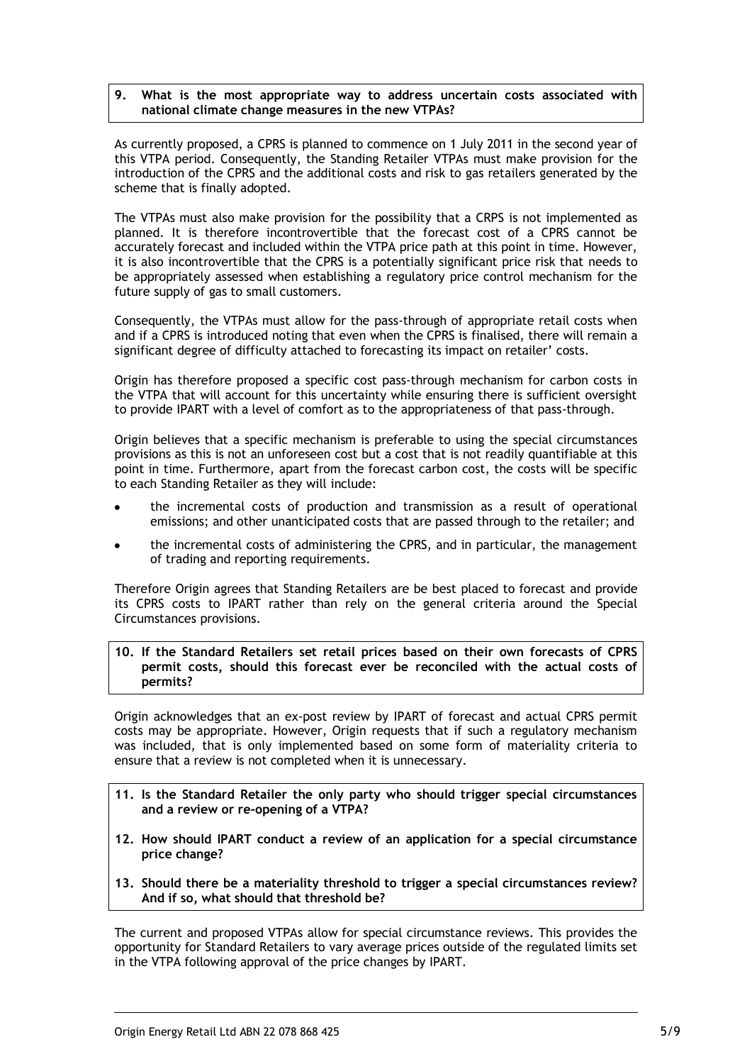**9. What is the most appropriate way to address uncertain costs associated with national climate change measures in the new VTPAs?**

As currently proposed, a CPRS is planned to commence on 1 July 2011 in the second year of this VTPA period. Consequently, the Standing Retailer VTPAs must make provision for the introduction of the CPRS and the additional costs and risk to gas retailers generated by the scheme that is finally adopted.

The VTPAs must also make provision for the possibility that a CRPS is not implemented as planned. It is therefore incontrovertible that the forecast cost of a CPRS cannot be accurately forecast and included within the VTPA price path at this point in time. However, it is also incontrovertible that the CPRS is a potentially significant price risk that needs to be appropriately assessed when establishing a regulatory price control mechanism for the future supply of gas to small customers.

Consequently, the VTPAs must allow for the pass-through of appropriate retail costs when and if a CPRS is introduced noting that even when the CPRS is finalised, there will remain a significant degree of difficulty attached to forecasting its impact on retailer' costs.

Origin has therefore proposed a specific cost pass-through mechanism for carbon costs in the VTPA that will account for this uncertainty while ensuring there is sufficient oversight to provide IPART with a level of comfort as to the appropriateness of that pass-through.

Origin believes that a specific mechanism is preferable to using the special circumstances provisions as this is not an unforeseen cost but a cost that is not readily quantifiable at this point in time. Furthermore, apart from the forecast carbon cost, the costs will be specific to each Standing Retailer as they will include:

- the incremental costs of production and transmission as a result of operational emissions; and other unanticipated costs that are passed through to the retailer; and
- the incremental costs of administering the CPRS, and in particular, the management of trading and reporting requirements.

Therefore Origin agrees that Standing Retailers are be best placed to forecast and provide its CPRS costs to IPART rather than rely on the general criteria around the Special Circumstances provisions.

**10. If the Standard Retailers set retail prices based on their own forecasts of CPRS permit costs, should this forecast ever be reconciled with the actual costs of permits?**

Origin acknowledges that an ex-post review by IPART of forecast and actual CPRS permit costs may be appropriate. However, Origin requests that if such a regulatory mechanism was included, that is only implemented based on some form of materiality criteria to ensure that a review is not completed when it is unnecessary.

**11. Is the Standard Retailer the only party who should trigger special circumstances and a review or re-opening of a VTPA?**

**12. How should IPART conduct a review of an application for a special circumstance price change?**

**13. Should there be a materiality threshold to trigger a special circumstances review? And if so, what should that threshold be?**

The current and proposed VTPAs allow for special circumstance reviews. This provides the opportunity for Standard Retailers to vary average prices outside of the regulated limits set in the VTPA following approval of the price changes by IPART.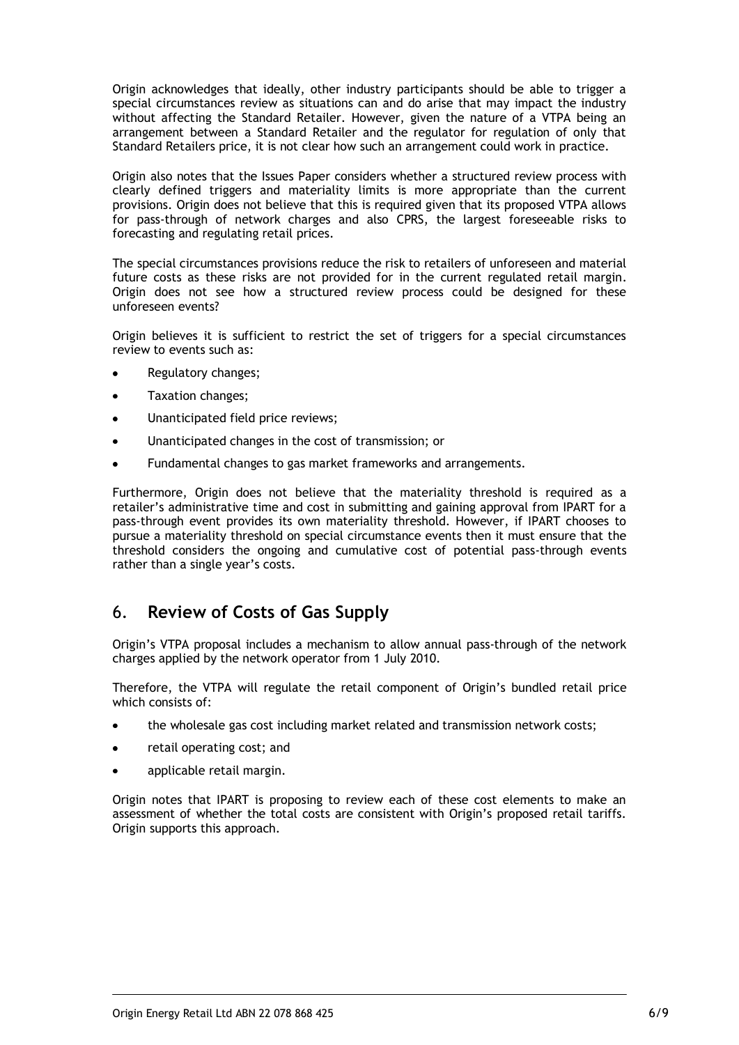Origin acknowledges that ideally, other industry participants should be able to trigger a special circumstances review as situations can and do arise that may impact the industry without affecting the Standard Retailer. However, given the nature of a VTPA being an arrangement between a Standard Retailer and the regulator for regulation of only that Standard Retailers price, it is not clear how such an arrangement could work in practice.

Origin also notes that the Issues Paper considers whether a structured review process with clearly defined triggers and materiality limits is more appropriate than the current provisions. Origin does not believe that this is required given that its proposed VTPA allows for pass-through of network charges and also CPRS, the largest foreseeable risks to forecasting and regulating retail prices.

The special circumstances provisions reduce the risk to retailers of unforeseen and material future costs as these risks are not provided for in the current regulated retail margin. Origin does not see how a structured review process could be designed for these unforeseen events?

Origin believes it is sufficient to restrict the set of triggers for a special circumstances review to events such as:

- Regulatory changes;
- Taxation changes;
- Unanticipated field price reviews;
- Unanticipated changes in the cost of transmission; or
- Fundamental changes to gas market frameworks and arrangements.

Furthermore, Origin does not believe that the materiality threshold is required as a retailer's administrative time and cost in submitting and gaining approval from IPART for a pass-through event provides its own materiality threshold. However, if IPART chooses to pursue a materiality threshold on special circumstance events then it must ensure that the threshold considers the ongoing and cumulative cost of potential pass-through events rather than a single year's costs.

## 6. Review of Costs of Gas Supply

Origin's VTPA proposal includes a mechanism to allow annual pass-through of the network charges applied by the network operator from 1 July 2010.

Therefore, the VTPA will regulate the retail component of Origin's bundled retail price which consists of:

- the wholesale gas cost including market related and transmission network costs;
- retail operating cost; and
- applicable retail margin.

Origin notes that IPART is proposing to review each of these cost elements to make an assessment of whether the total costs are consistent with Origin's proposed retail tariffs. Origin supports this approach.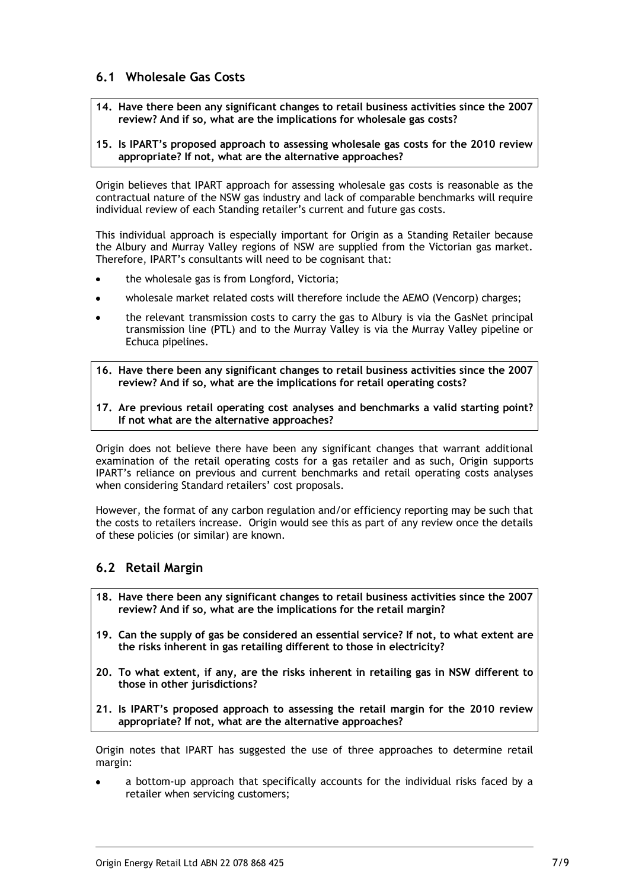## 6.1 Wholesale Gas Costs

**14. Have there been any significant changes to retail business activities since the 2007 review? And if so, what are the implications for wholesale gas costs?**

**15. Is IPART's proposed approach to assessing wholesale gas costs for the 2010 review appropriate? If not, what are the alternative approaches?**

Origin believes that IPART approach for assessing wholesale gas costs is reasonable as the contractual nature of the NSW gas industry and lack of comparable benchmarks will require individual review of each Standing retailer's current and future gas costs.

This individual approach is especially important for Origin as a Standing Retailer because the Albury and Murray Valley regions of NSW are supplied from the Victorian gas market. Therefore, IPART's consultants will need to be cognisant that:

- the wholesale gas is from Longford, Victoria;
- wholesale market related costs will therefore include the AEMO (Vencorp) charges;
- the relevant transmission costs to carry the gas to Albury is via the GasNet principal transmission line (PTL) and to the Murray Valley is via the Murray Valley pipeline or Echuca pipelines.

**16. Have there been any significant changes to retail business activities since the 2007 review? And if so, what are the implications for retail operating costs?**

**17. Are previous retail operating cost analyses and benchmarks a valid starting point? If not what are the alternative approaches?**

Origin does not believe there have been any significant changes that warrant additional examination of the retail operating costs for a gas retailer and as such, Origin supports IPART's reliance on previous and current benchmarks and retail operating costs analyses when considering Standard retailers' cost proposals.

However, the format of any carbon regulation and/or efficiency reporting may be such that the costs to retailers increase. Origin would see this as part of any review once the details of these policies (or similar) are known.

## 6.2 Retail Margin

**18. Have there been any significant changes to retail business activities since the 2007 review? And if so, what are the implications for the retail margin?**

**19. Can the supply of gas be considered an essential service? If not, to what extent are the risks inherent in gas retailing different to those in electricity?**

**20. To what extent, if any, are the risks inherent in retailing gas in NSW different to those in other jurisdictions?**

**21. Is IPART's proposed approach to assessing the retail margin for the 2010 review appropriate? If not, what are the alternative approaches?**

Origin notes that IPART has suggested the use of three approaches to determine retail margin:

- a bottom-up approach that specifically accounts for the individual risks faced by a retailer when servicing customers;

Origin Energy Retail Ltd ABN 22 078 868 425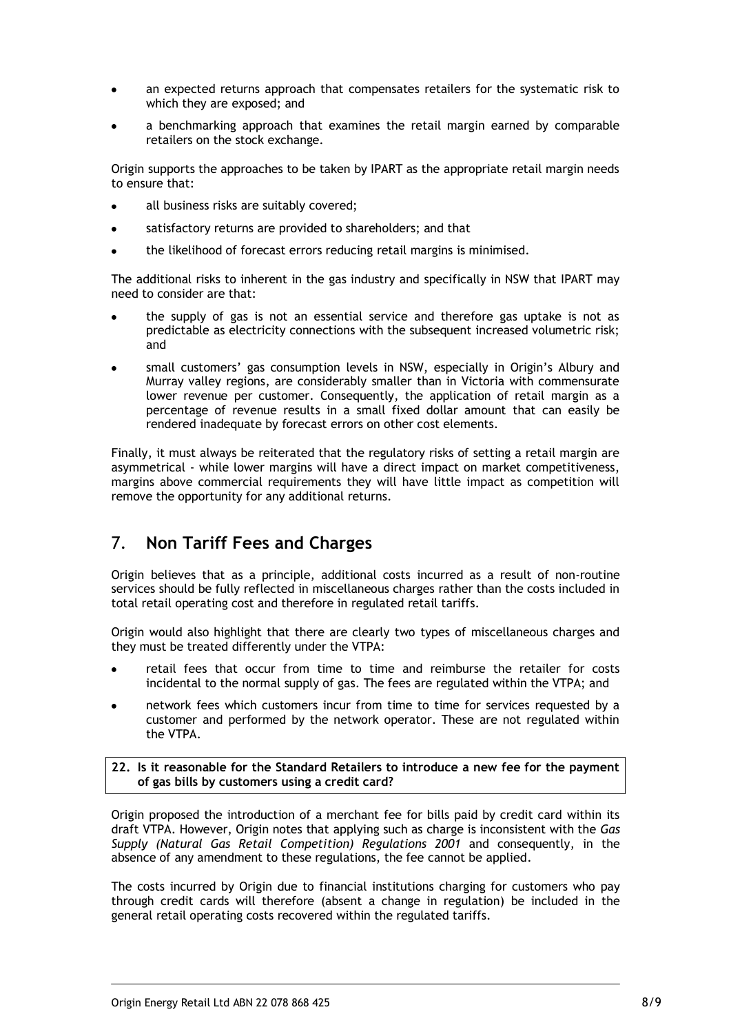- an expected returns approach that compensates retailers for the systematic risk to which they are exposed; and
- a benchmarking approach that examines the retail margin earned by comparable retailers on the stock exchange.

Origin supports the approaches to be taken by IPART as the appropriate retail margin needs to ensure that:

- all business risks are suitably covered;
- satisfactory returns are provided to shareholders; and that
- the likelihood of forecast errors reducing retail margins is minimised.

The additional risks to inherent in the gas industry and specifically in NSW that IPART may need to consider are that:

- the supply of gas is not an essential service and therefore gas uptake is not as predictable as electricity connections with the subsequent increased volumetric risk; and
- small customers' gas consumption levels in NSW, especially in Origin's Albury and Murray valley regions, are considerably smaller than in Victoria with commensurate lower revenue per customer. Consequently, the application of retail margin as a percentage of revenue results in a small fixed dollar amount that can easily be rendered inadequate by forecast errors on other cost elements.

Finally, it must always be reiterated that the regulatory risks of setting a retail margin are asymmetrical - while lower margins will have a direct impact on market competitiveness, margins above commercial requirements they will have little impact as competition will remove the opportunity for any additional returns.

## 7. Non Tariff Fees and Charges

Origin believes that as a principle, additional costs incurred as a result of non-routine services should be fully reflected in miscellaneous charges rather than the costs included in total retail operating cost and therefore in regulated retail tariffs.

Origin would also highlight that there are clearly two types of miscellaneous charges and they must be treated differently under the VTPA:

- retail fees that occur from time to time and reimburse the retailer for costs incidental to the normal supply of gas. The fees are regulated within the VTPA; and
- network fees which customers incur from time to time for services requested by a customer and performed by the network operator. These are not regulated within the VTPA.

**22. Is it reasonable for the Standard Retailers to introduce a new fee for the payment of gas bills by customers using a credit card?**

Origin proposed the introduction of a merchant fee for bills paid by credit card within its draft VTPA. However, Origin notes that applying such as charge is inconsistent with the *Gas Supply (Natural Gas Retail Competition) Regulations 2001* and consequently, in the absence of any amendment to these regulations, the fee cannot be applied.

The costs incurred by Origin due to financial institutions charging for customers who pay through credit cards will therefore (absent a change in regulation) be included in the general retail operating costs recovered within the regulated tariffs.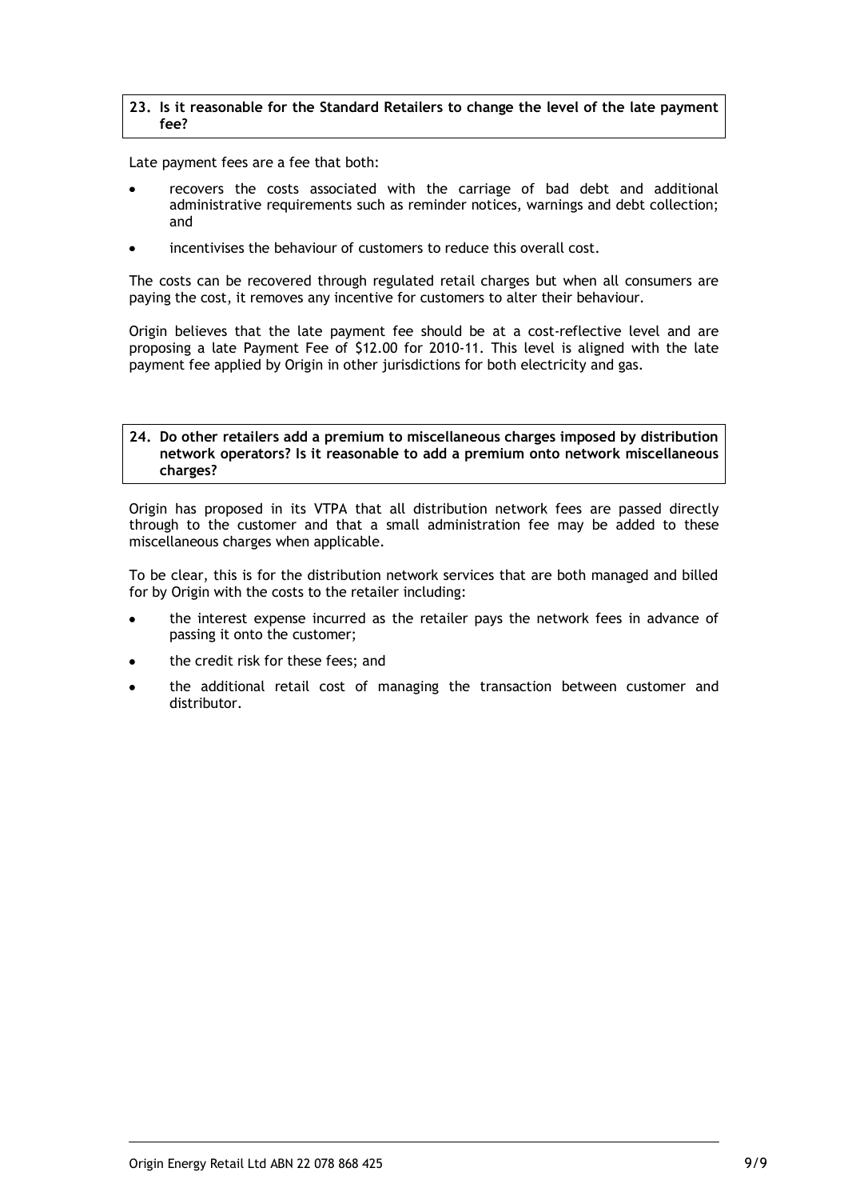**23. Is it reasonable for the Standard Retailers to change the level of the late payment fee?**

Late payment fees are a fee that both:

- recovers the costs associated with the carriage of bad debt and additional administrative requirements such as reminder notices, warnings and debt collection; and
- incentivises the behaviour of customers to reduce this overall cost.

The costs can be recovered through regulated retail charges but when all consumers are paying the cost, it removes any incentive for customers to alter their behaviour.

Origin believes that the late payment fee should be at a cost-reflective level and are proposing a late Payment Fee of $12.00 for 2010-11. This level is aligned with the late payment fee applied by Origin in other jurisdictions for both electricity and gas.

**24. Do other retailers add a premium to miscellaneous charges imposed by distribution network operators? Is it reasonable to add a premium onto network miscellaneous charges?**

Origin has proposed in its VTPA that all distribution network fees are passed directly through to the customer and that a small administration fee may be added to these miscellaneous charges when applicable.

To be clear, this is for the distribution network services that are both managed and billed for by Origin with the costs to the retailer including:

- the interest expense incurred as the retailer pays the network fees in advance of passing it onto the customer;
- the credit risk for these fees; and
- the additional retail cost of managing the transaction between customer and distributor.

Origin Energy Retail Ltd ABN 22 078 868 425